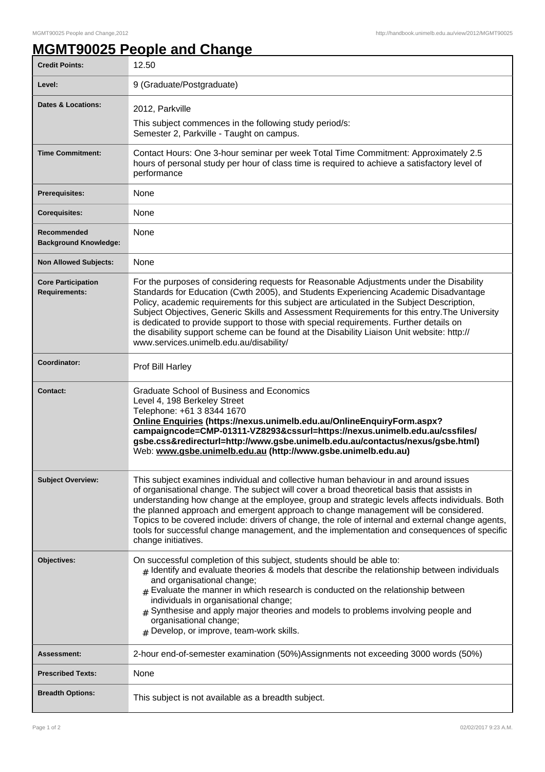# MGMT90025 People and Change

| | |
|---|---|
| **Credit Points:** | 12.50 |
| **Level:** | 9 (Graduate/Postgraduate) |
| **Dates & Locations:** | 2012, Parkville<br>This subject commences in the following study period/s:<br>Semester 2, Parkville - Taught on campus. |
| **Time Commitment:** | Contact Hours: One 3-hour seminar per week Total Time Commitment: Approximately 2.5 hours of personal study per hour of class time is required to achieve a satisfactory level of performance |
| **Prerequisites:** | None |
| **Corequisites:** | None |
| **Recommended Background Knowledge:** | None |
| **Non Allowed Subjects:** | None |
| **Core Participation Requirements:** | For the purposes of considering requests for Reasonable Adjustments under the Disability Standards for Education (Cwth 2005), and Students Experiencing Academic Disadvantage Policy, academic requirements for this subject are articulated in the Subject Description, Subject Objectives, Generic Skills and Assessment Requirements for this entry.The University is dedicated to provide support to those with special requirements. Further details on the disability support scheme can be found at the Disability Liaison Unit website: http://www.services.unimelb.edu.au/disability/ |
| **Coordinator:** | Prof Bill Harley |
| **Contact:** | Graduate School of Business and Economics<br>Level 4, 198 Berkeley Street<br>Telephone: +61 3 8344 1670<br>**Online Enquiries (https://nexus.unimelb.edu.au/OnlineEnquiryForm.aspx?campaigncode=CMP-01311-VZ8293&cssurl=https://nexus.unimelb.edu.au/cssfiles/gsbe.css&redirecturl=http://www.gsbe.unimelb.edu.au/contactus/nexus/gsbe.html)**<br>Web: **www.gsbe.unimelb.edu.au (http://www.gsbe.unimelb.edu.au)** |
| **Subject Overview:** | This subject examines individual and collective human behaviour in and around issues of organisational change. The subject will cover a broad theoretical basis that assists in understanding how change at the employee, group and strategic levels affects individuals. Both the planned approach and emergent approach to change management will be considered. Topics to be covered include: drivers of change, the role of internal and external change agents, tools for successful change management, and the implementation and consequences of specific change initiatives. |
| **Objectives:** | On successful completion of this subject, students should be able to:<br># Identify and evaluate theories & models that describe the relationship between individuals and organisational change;<br># Evaluate the manner in which research is conducted on the relationship between individuals in organisational change;<br># Synthesise and apply major theories and models to problems involving people and organisational change;<br># Develop, or improve, team-work skills. |
| **Assessment:** | 2-hour end-of-semester examination (50%)Assignments not exceeding 3000 words (50%) |
| **Prescribed Texts:** | None |
| **Breadth Options:** | This subject is not available as a breadth subject. |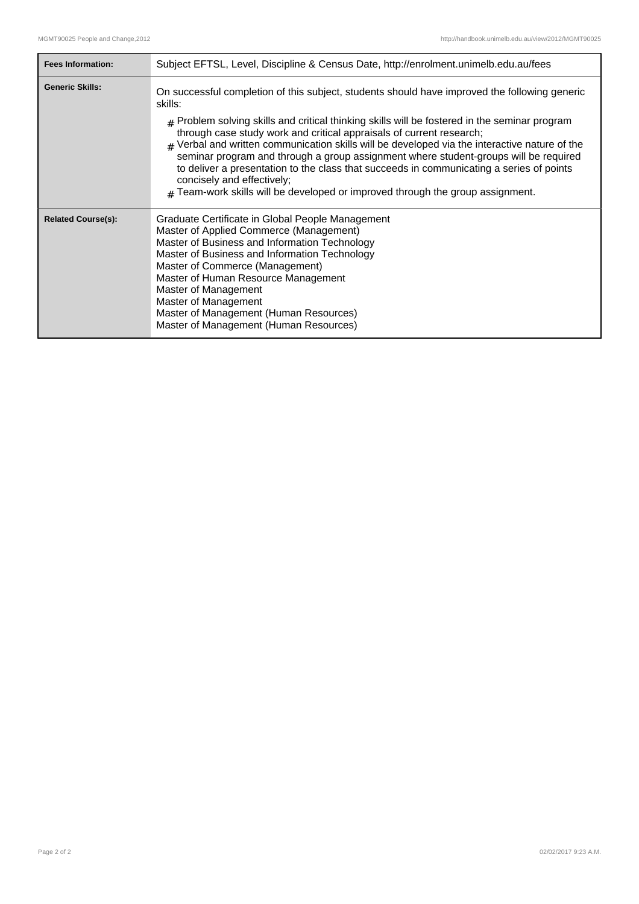| | |
|---|---|
| **Fees Information:** | Subject EFTSL, Level, Discipline & Census Date, http://enrolment.unimelb.edu.au/fees |
| **Generic Skills:** | On successful completion of this subject, students should have improved the following generic skills:<br># Problem solving skills and critical thinking skills will be fostered in the seminar program through case study work and critical appraisals of current research;<br># Verbal and written communication skills will be developed via the interactive nature of the seminar program and through a group assignment where student-groups will be required to deliver a presentation to the class that succeeds in communicating a series of points concisely and effectively;<br># Team-work skills will be developed or improved through the group assignment. |
| **Related Course(s):** | Graduate Certificate in Global People Management<br>Master of Applied Commerce (Management)<br>Master of Business and Information Technology<br>Master of Business and Information Technology<br>Master of Commerce (Management)<br>Master of Human Resource Management<br>Master of Management<br>Master of Management<br>Master of Management (Human Resources)<br>Master of Management (Human Resources) |